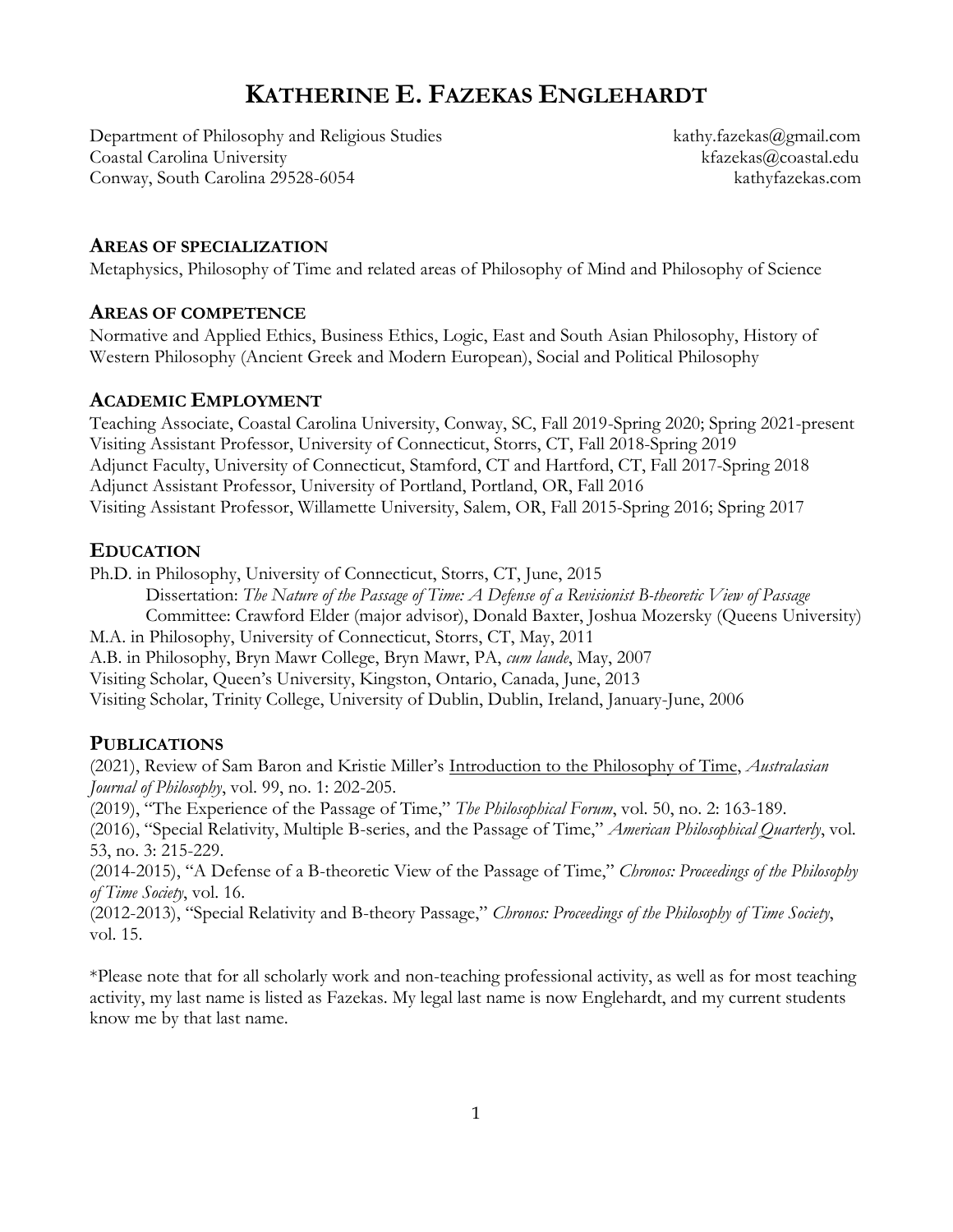# KATHERINE E. FAZEKAS ENGLEHARDT

Department of Philosophy and Religious Studies
Coastal Carolina University
Conway, South Carolina 29528-6054

kathy.fazekas@gmail.com
kfazekas@coastal.edu
kathyfazekas.com

## AREAS OF SPECIALIZATION

Metaphysics, Philosophy of Time and related areas of Philosophy of Mind and Philosophy of Science

## AREAS OF COMPETENCE

Normative and Applied Ethics, Business Ethics, Logic, East and South Asian Philosophy, History of Western Philosophy (Ancient Greek and Modern European), Social and Political Philosophy

## ACADEMIC EMPLOYMENT

Teaching Associate, Coastal Carolina University, Conway, SC, Fall 2019-Spring 2020; Spring 2021-present
Visiting Assistant Professor, University of Connecticut, Storrs, CT, Fall 2018-Spring 2019
Adjunct Faculty, University of Connecticut, Stamford, CT and Hartford, CT, Fall 2017-Spring 2018
Adjunct Assistant Professor, University of Portland, Portland, OR, Fall 2016
Visiting Assistant Professor, Willamette University, Salem, OR, Fall 2015-Spring 2016; Spring 2017

## EDUCATION

Ph.D. in Philosophy, University of Connecticut, Storrs, CT, June, 2015
    Dissertation: *The Nature of the Passage of Time: A Defense of a Revisionist B-theoretic View of Passage*
    Committee: Crawford Elder (major advisor), Donald Baxter, Joshua Mozersky (Queens University)
M.A. in Philosophy, University of Connecticut, Storrs, CT, May, 2011
A.B. in Philosophy, Bryn Mawr College, Bryn Mawr, PA, *cum laude*, May, 2007
Visiting Scholar, Queen's University, Kingston, Ontario, Canada, June, 2013
Visiting Scholar, Trinity College, University of Dublin, Dublin, Ireland, January-June, 2006

## PUBLICATIONS

(2021), Review of Sam Baron and Kristie Miller's Introduction to the Philosophy of Time, *Australasian Journal of Philosophy*, vol. 99, no. 1: 202-205.
(2019), "The Experience of the Passage of Time," *The Philosophical Forum*, vol. 50, no. 2: 163-189.
(2016), "Special Relativity, Multiple B-series, and the Passage of Time," *American Philosophical Quarterly*, vol. 53, no. 3: 215-229.
(2014-2015), "A Defense of a B-theoretic View of the Passage of Time," *Chronos: Proceedings of the Philosophy of Time Society*, vol. 16.
(2012-2013), "Special Relativity and B-theory Passage," *Chronos: Proceedings of the Philosophy of Time Society*, vol. 15.

*Please note that for all scholarly work and non-teaching professional activity, as well as for most teaching activity, my last name is listed as Fazekas. My legal last name is now Englehardt, and my current students know me by that last name.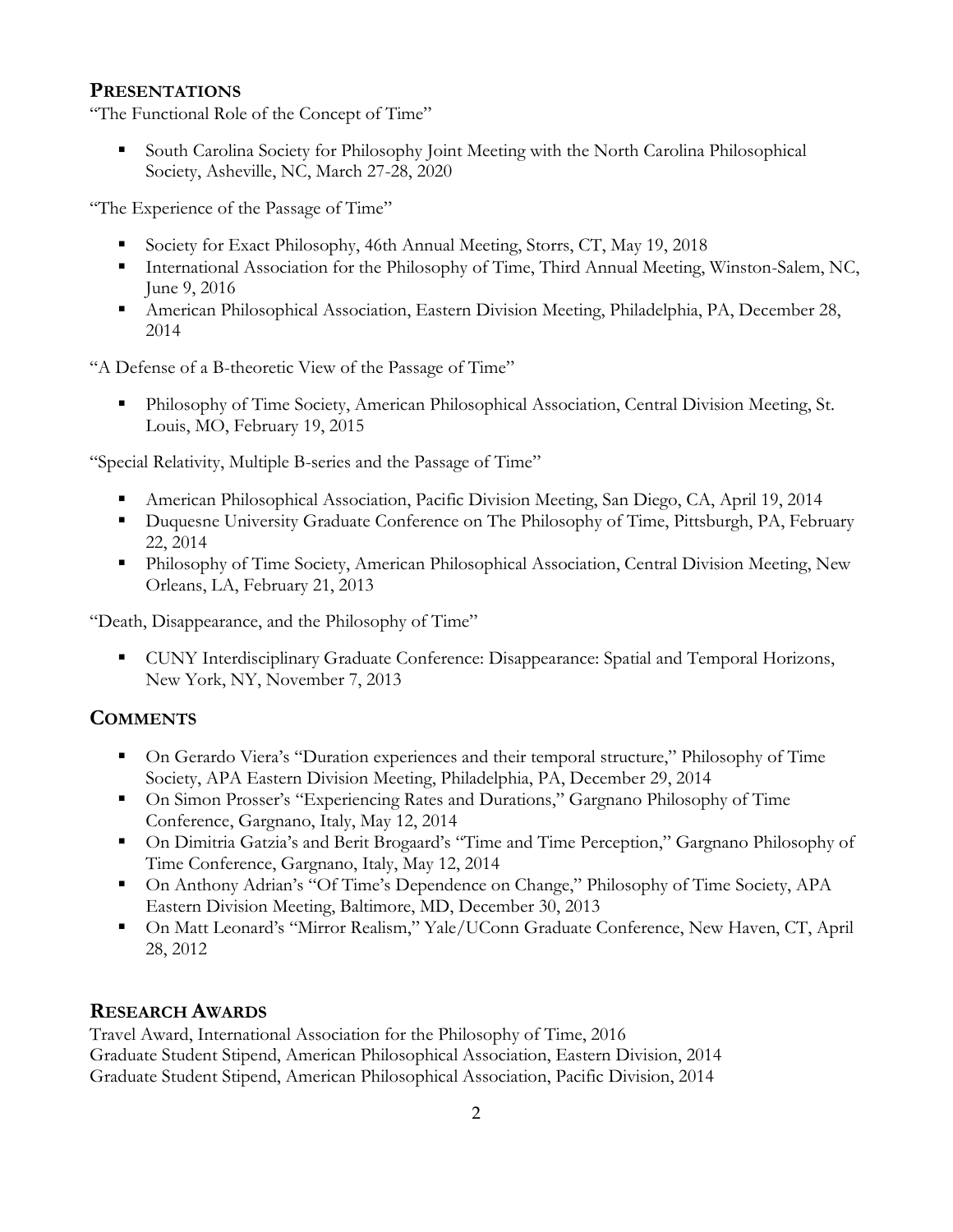## PRESENTATIONS

"The Functional Role of the Concept of Time"

- South Carolina Society for Philosophy Joint Meeting with the North Carolina Philosophical Society, Asheville, NC, March 27-28, 2020

"The Experience of the Passage of Time"

- Society for Exact Philosophy, 46th Annual Meeting, Storrs, CT, May 19, 2018
- International Association for the Philosophy of Time, Third Annual Meeting, Winston-Salem, NC, June 9, 2016
- American Philosophical Association, Eastern Division Meeting, Philadelphia, PA, December 28, 2014

"A Defense of a B-theoretic View of the Passage of Time"

- Philosophy of Time Society, American Philosophical Association, Central Division Meeting, St. Louis, MO, February 19, 2015

"Special Relativity, Multiple B-series and the Passage of Time"

- American Philosophical Association, Pacific Division Meeting, San Diego, CA, April 19, 2014
- Duquesne University Graduate Conference on The Philosophy of Time, Pittsburgh, PA, February 22, 2014
- Philosophy of Time Society, American Philosophical Association, Central Division Meeting, New Orleans, LA, February 21, 2013

"Death, Disappearance, and the Philosophy of Time"

- CUNY Interdisciplinary Graduate Conference: Disappearance: Spatial and Temporal Horizons, New York, NY, November 7, 2013

## COMMENTS

- On Gerardo Viera's "Duration experiences and their temporal structure," Philosophy of Time Society, APA Eastern Division Meeting, Philadelphia, PA, December 29, 2014
- On Simon Prosser's "Experiencing Rates and Durations," Gargnano Philosophy of Time Conference, Gargnano, Italy, May 12, 2014
- On Dimitria Gatzia's and Berit Brogaard's "Time and Time Perception," Gargnano Philosophy of Time Conference, Gargnano, Italy, May 12, 2014
- On Anthony Adrian's "Of Time's Dependence on Change," Philosophy of Time Society, APA Eastern Division Meeting, Baltimore, MD, December 30, 2013
- On Matt Leonard's "Mirror Realism," Yale/UConn Graduate Conference, New Haven, CT, April 28, 2012

## RESEARCH AWARDS

Travel Award, International Association for the Philosophy of Time, 2016
Graduate Student Stipend, American Philosophical Association, Eastern Division, 2014
Graduate Student Stipend, American Philosophical Association, Pacific Division, 2014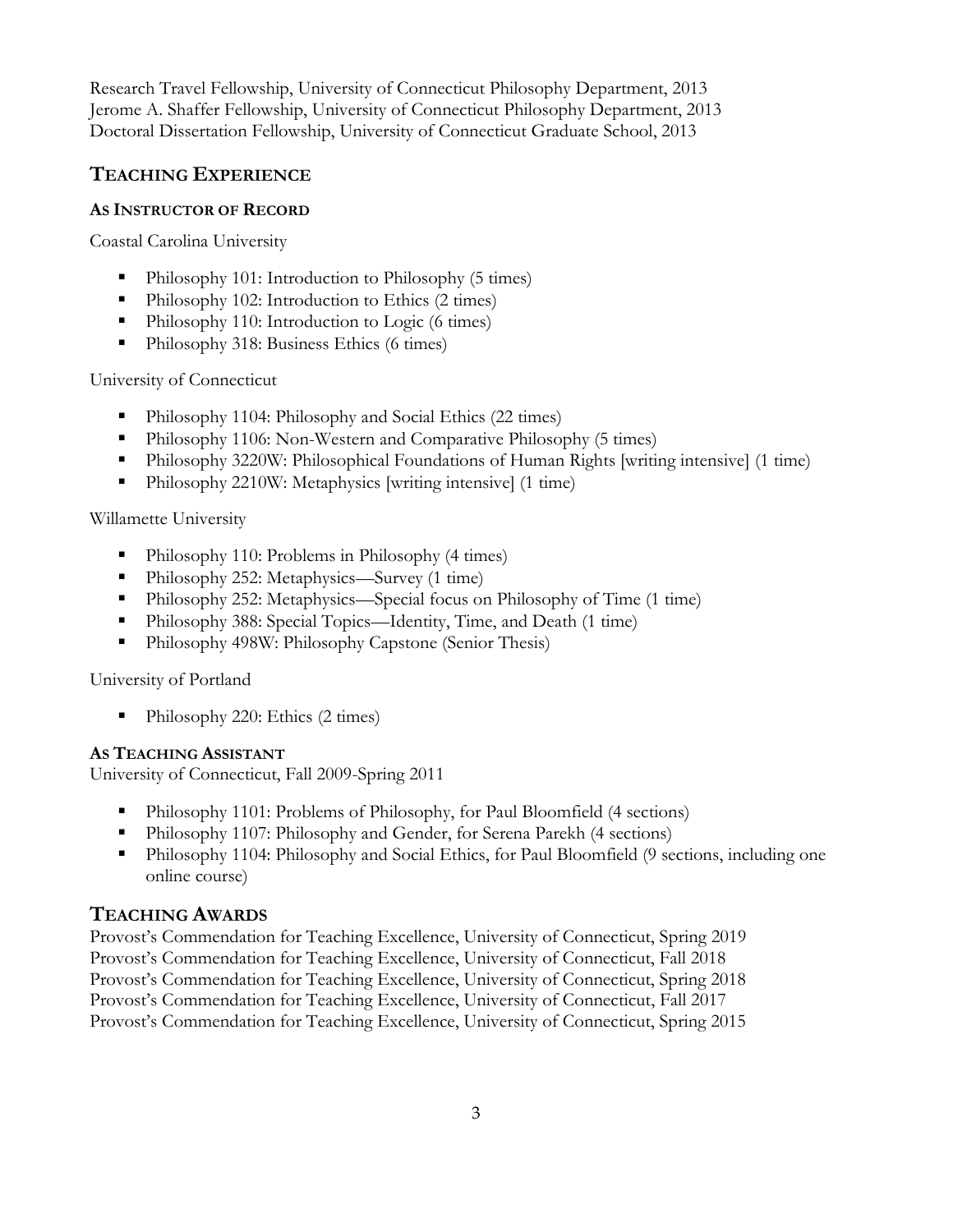Research Travel Fellowship, University of Connecticut Philosophy Department, 2013
Jerome A. Shaffer Fellowship, University of Connecticut Philosophy Department, 2013
Doctoral Dissertation Fellowship, University of Connecticut Graduate School, 2013

## TEACHING EXPERIENCE

### AS INSTRUCTOR OF RECORD

Coastal Carolina University

- Philosophy 101: Introduction to Philosophy (5 times)
- Philosophy 102: Introduction to Ethics (2 times)
- Philosophy 110: Introduction to Logic (6 times)
- Philosophy 318: Business Ethics (6 times)

University of Connecticut

- Philosophy 1104: Philosophy and Social Ethics (22 times)
- Philosophy 1106: Non-Western and Comparative Philosophy (5 times)
- Philosophy 3220W: Philosophical Foundations of Human Rights [writing intensive] (1 time)
- Philosophy 2210W: Metaphysics [writing intensive] (1 time)

Willamette University

- Philosophy 110: Problems in Philosophy (4 times)
- Philosophy 252: Metaphysics—Survey (1 time)
- Philosophy 252: Metaphysics—Special focus on Philosophy of Time (1 time)
- Philosophy 388: Special Topics—Identity, Time, and Death (1 time)
- Philosophy 498W: Philosophy Capstone (Senior Thesis)

University of Portland

- Philosophy 220: Ethics (2 times)

### AS TEACHING ASSISTANT

University of Connecticut, Fall 2009-Spring 2011

- Philosophy 1101: Problems of Philosophy, for Paul Bloomfield (4 sections)
- Philosophy 1107: Philosophy and Gender, for Serena Parekh (4 sections)
- Philosophy 1104: Philosophy and Social Ethics, for Paul Bloomfield (9 sections, including one online course)

## TEACHING AWARDS

Provost's Commendation for Teaching Excellence, University of Connecticut, Spring 2019
Provost's Commendation for Teaching Excellence, University of Connecticut, Fall 2018
Provost's Commendation for Teaching Excellence, University of Connecticut, Spring 2018
Provost's Commendation for Teaching Excellence, University of Connecticut, Fall 2017
Provost's Commendation for Teaching Excellence, University of Connecticut, Spring 2015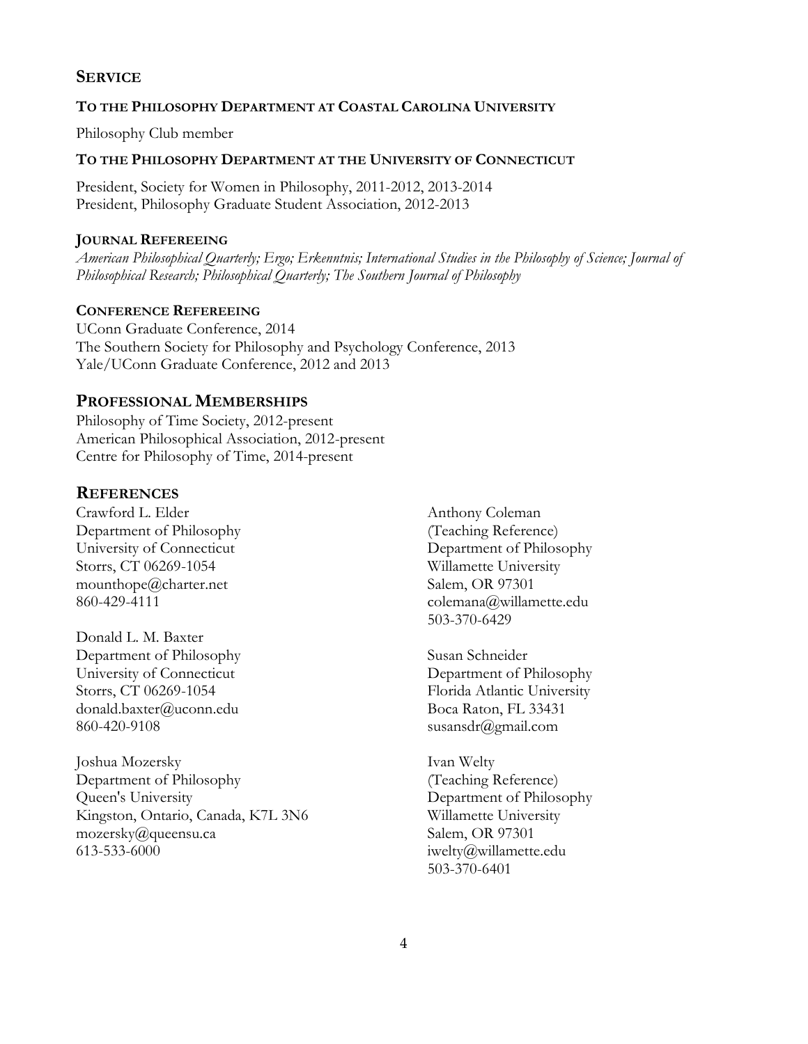## Service

### To the Philosophy Department at Coastal Carolina University

Philosophy Club member

### To the Philosophy Department at the University of Connecticut

President, Society for Women in Philosophy, 2011-2012, 2013-2014
President, Philosophy Graduate Student Association, 2012-2013

### Journal Refereeing

*American Philosophical Quarterly; Ergo; Erkenntnis; International Studies in the Philosophy of Science; Journal of Philosophical Research; Philosophical Quarterly; The Southern Journal of Philosophy*

### Conference Refereeing

UConn Graduate Conference, 2014
The Southern Society for Philosophy and Psychology Conference, 2013
Yale/UConn Graduate Conference, 2012 and 2013

## Professional Memberships

Philosophy of Time Society, 2012-present
American Philosophical Association, 2012-present
Centre for Philosophy of Time, 2014-present

## References

Crawford L. Elder
Department of Philosophy
University of Connecticut
Storrs, CT 06269-1054
mounthope@charter.net
860-429-4111

Donald L. M. Baxter
Department of Philosophy
University of Connecticut
Storrs, CT 06269-1054
donald.baxter@uconn.edu
860-420-9108

Joshua Mozersky
Department of Philosophy
Queen's University
Kingston, Ontario, Canada, K7L 3N6
mozersky@queensu.ca
613-533-6000

Anthony Coleman
(Teaching Reference)
Department of Philosophy
Willamette University
Salem, OR 97301
colemana@willamette.edu
503-370-6429

Susan Schneider
Department of Philosophy
Florida Atlantic University
Boca Raton, FL 33431
susansdr@gmail.com

Ivan Welty
(Teaching Reference)
Department of Philosophy
Willamette University
Salem, OR 97301
iwelty@willamette.edu
503-370-6401